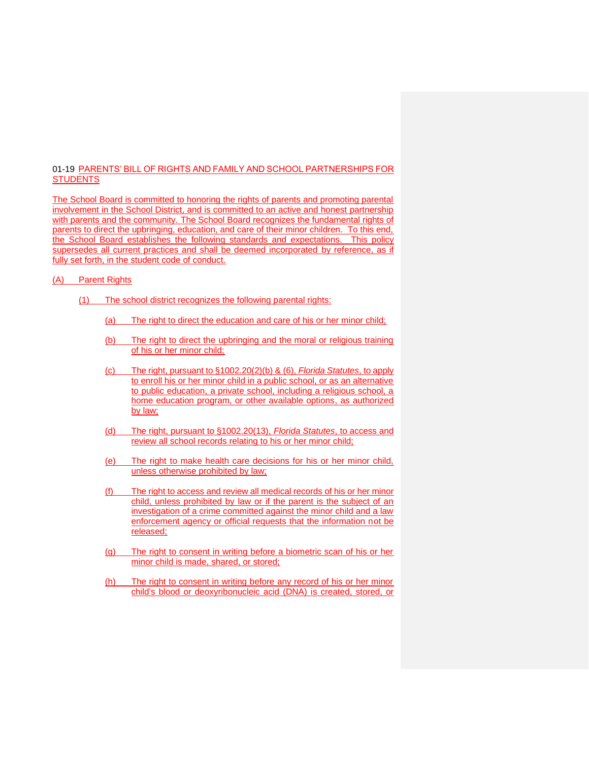01-19 PARENTS' BILL OF RIGHTS AND FAMILY AND SCHOOL PARTNERSHIPS FOR STUDENTS

The School Board is committed to honoring the rights of parents and promoting parental involvement in the School District, and is committed to an active and honest partnership with parents and the community. The School Board recognizes the fundamental rights of parents to direct the upbringing, education, and care of their minor children. To this end, the School Board establishes the following standards and expectations. This policy supersedes all current practices and shall be deemed incorporated by reference, as if fully set forth, in the student code of conduct.

(A) Parent Rights

(1) The school district recognizes the following parental rights:

(a) The right to direct the education and care of his or her minor child;

(b) The right to direct the upbringing and the moral or religious training of his or her minor child;

(c) The right, pursuant to §1002.20(2)(b) & (6), *Florida Statutes*, to apply to enroll his or her minor child in a public school, or as an alternative to public education, a private school, including a religious school, a home education program, or other available options, as authorized by law;

(d) The right, pursuant to §1002.20(13), *Florida Statutes*, to access and review all school records relating to his or her minor child;

(e) The right to make health care decisions for his or her minor child, unless otherwise prohibited by law;

(f) The right to access and review all medical records of his or her minor child, unless prohibited by law or if the parent is the subject of an investigation of a crime committed against the minor child and a law enforcement agency or official requests that the information not be released;

(g) The right to consent in writing before a biometric scan of his or her minor child is made, shared, or stored;

(h) The right to consent in writing before any record of his or her minor child's blood or deoxyribonucleic acid (DNA) is created, stored, or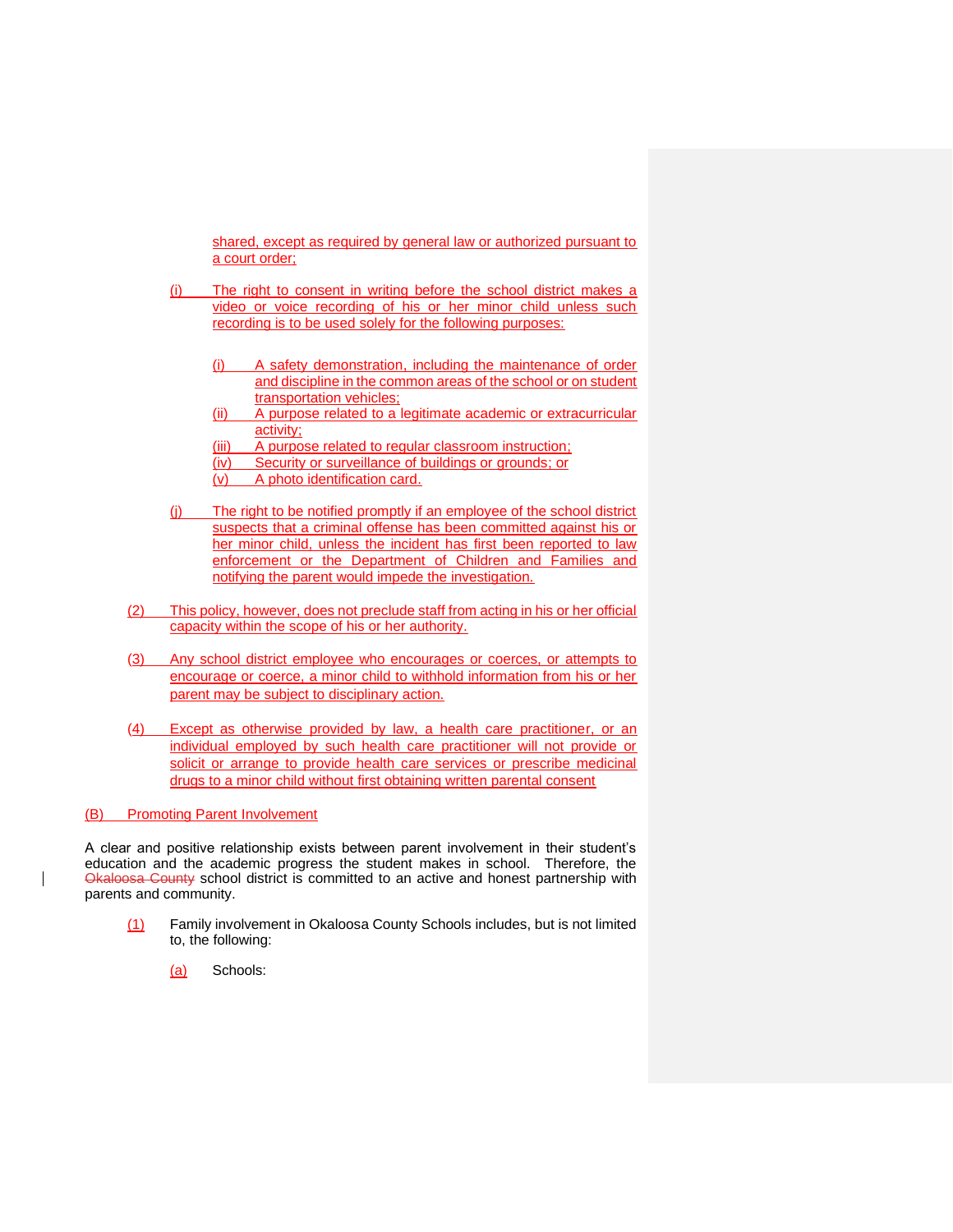shared, except as required by general law or authorized pursuant to a court order;

(i) The right to consent in writing before the school district makes a video or voice recording of his or her minor child unless such recording is to be used solely for the following purposes:

  (i) A safety demonstration, including the maintenance of order and discipline in the common areas of the school or on student transportation vehicles;
  (ii) A purpose related to a legitimate academic or extracurricular activity;
  (iii) A purpose related to regular classroom instruction;
  (iv) Security or surveillance of buildings or grounds; or
  (v) A photo identification card.

(j) The right to be notified promptly if an employee of the school district suspects that a criminal offense has been committed against his or her minor child, unless the incident has first been reported to law enforcement or the Department of Children and Families and notifying the parent would impede the investigation.

(2) This policy, however, does not preclude staff from acting in his or her official capacity within the scope of his or her authority.

(3) Any school district employee who encourages or coerces, or attempts to encourage or coerce, a minor child to withhold information from his or her parent may be subject to disciplinary action.

(4) Except as otherwise provided by law, a health care practitioner, or an individual employed by such health care practitioner will not provide or solicit or arrange to provide health care services or prescribe medicinal drugs to a minor child without first obtaining written parental consent

(B) Promoting Parent Involvement

A clear and positive relationship exists between parent involvement in their student's education and the academic progress the student makes in school. Therefore, the ~~Okaloosa County~~ school district is committed to an active and honest partnership with parents and community.

(1) Family involvement in Okaloosa County Schools includes, but is not limited to, the following:

  (a) Schools: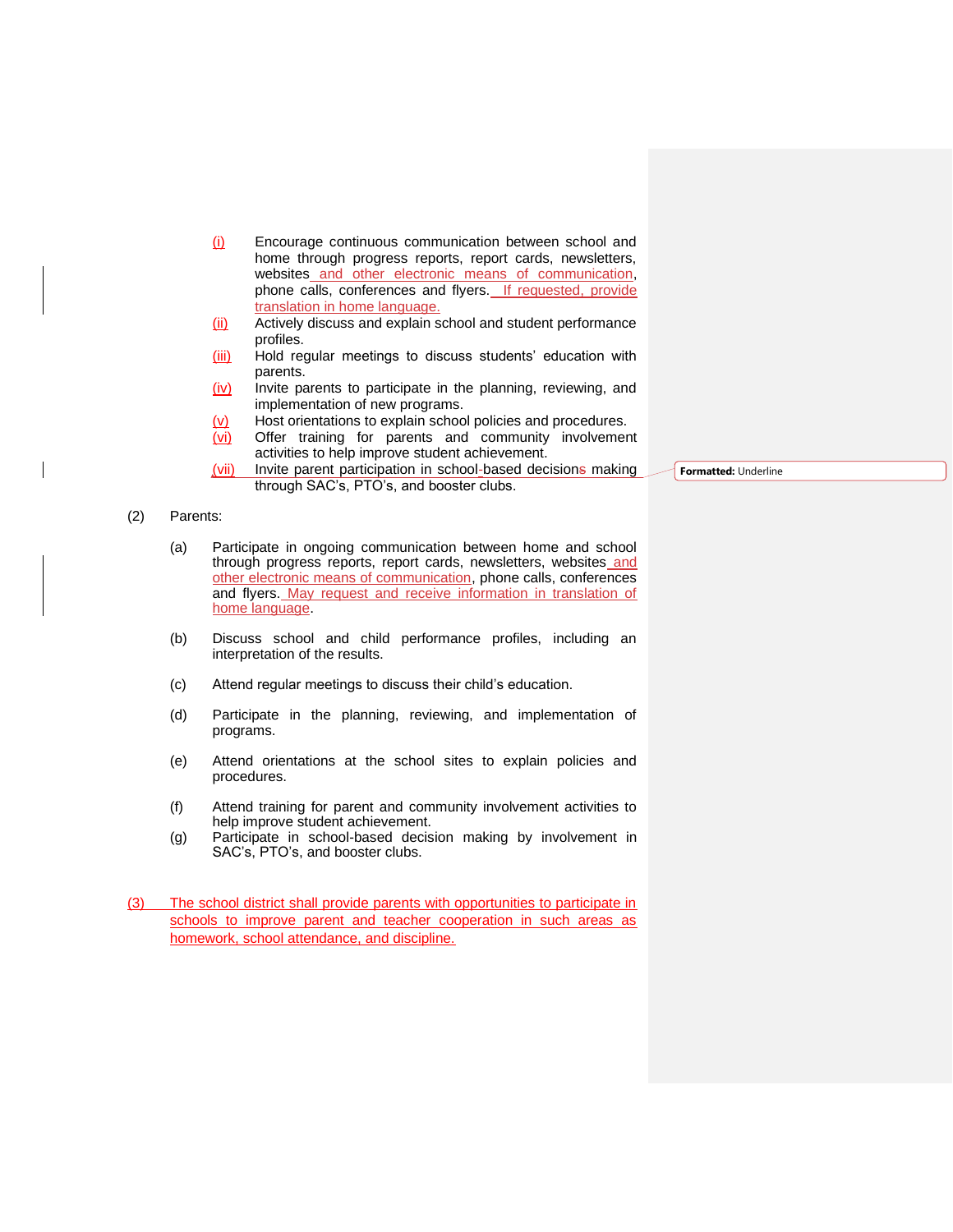(i) Encourage continuous communication between school and home through progress reports, report cards, newsletters, websites and other electronic means of communication, phone calls, conferences and flyers. If requested, provide translation in home language.

(ii) Actively discuss and explain school and student performance profiles.

(iii) Hold regular meetings to discuss students' education with parents.

(iv) Invite parents to participate in the planning, reviewing, and implementation of new programs.

(v) Host orientations to explain school policies and procedures.

(vi) Offer training for parents and community involvement activities to help improve student achievement.

(vii) Invite parent participation in school-based decision making through SAC's, PTO's, and booster clubs.

(2) Parents:

(a) Participate in ongoing communication between home and school through progress reports, report cards, newsletters, websites and other electronic means of communication, phone calls, conferences and flyers. May request and receive information in translation of home language.

(b) Discuss school and child performance profiles, including an interpretation of the results.

(c) Attend regular meetings to discuss their child's education.

(d) Participate in the planning, reviewing, and implementation of programs.

(e) Attend orientations at the school sites to explain policies and procedures.

(f) Attend training for parent and community involvement activities to help improve student achievement.

(g) Participate in school-based decision making by involvement in SAC's, PTO's, and booster clubs.

(3) The school district shall provide parents with opportunities to participate in schools to improve parent and teacher cooperation in such areas as homework, school attendance, and discipline.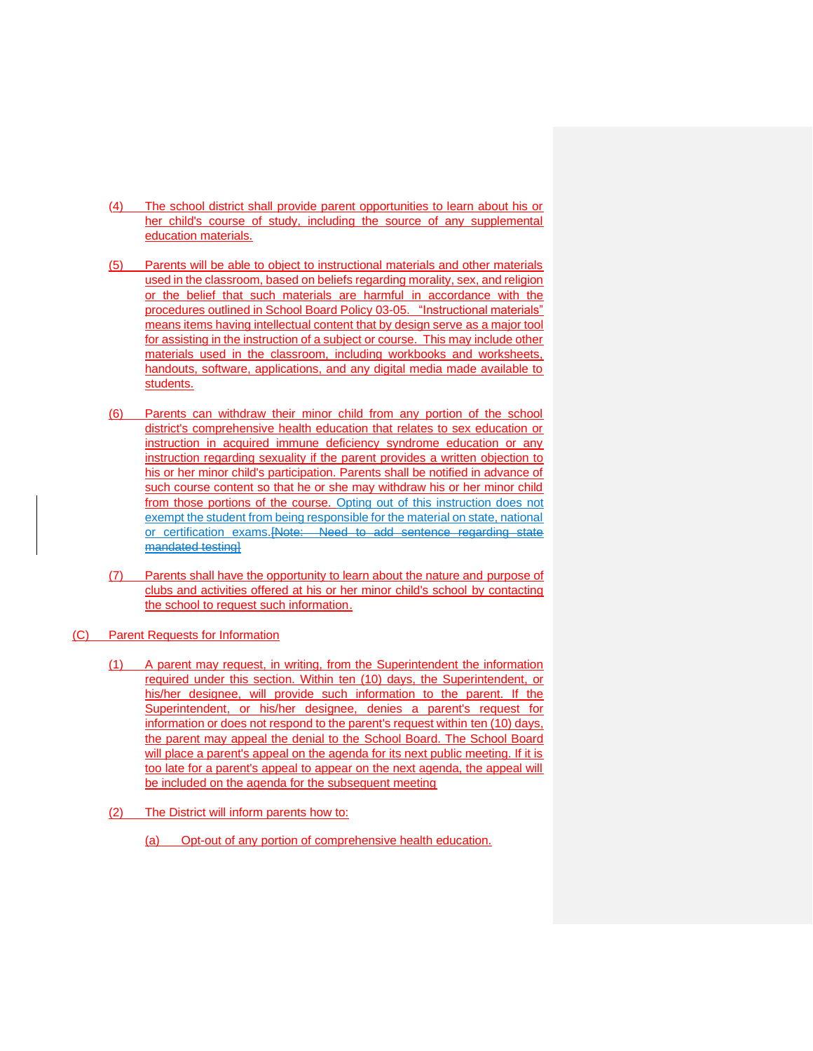(4) The school district shall provide parent opportunities to learn about his or her child's course of study, including the source of any supplemental education materials.

(5) Parents will be able to object to instructional materials and other materials used in the classroom, based on beliefs regarding morality, sex, and religion or the belief that such materials are harmful in accordance with the procedures outlined in School Board Policy 03-05. "Instructional materials" means items having intellectual content that by design serve as a major tool for assisting in the instruction of a subject or course. This may include other materials used in the classroom, including workbooks and worksheets, handouts, software, applications, and any digital media made available to students.

(6) Parents can withdraw their minor child from any portion of the school district's comprehensive health education that relates to sex education or instruction in acquired immune deficiency syndrome education or any instruction regarding sexuality if the parent provides a written objection to his or her minor child's participation. Parents shall be notified in advance of such course content so that he or she may withdraw his or her minor child from those portions of the course. Opting out of this instruction does not exempt the student from being responsible for the material on state, national or certification exams.~~[Note: Need to add sentence regarding state mandated testing]~~

(7) Parents shall have the opportunity to learn about the nature and purpose of clubs and activities offered at his or her minor child's school by contacting the school to request such information.

(C) Parent Requests for Information

(1) A parent may request, in writing, from the Superintendent the information required under this section. Within ten (10) days, the Superintendent, or his/her designee, will provide such information to the parent. If the Superintendent, or his/her designee, denies a parent's request for information or does not respond to the parent's request within ten (10) days, the parent may appeal the denial to the School Board. The School Board will place a parent's appeal on the agenda for its next public meeting. If it is too late for a parent's appeal to appear on the next agenda, the appeal will be included on the agenda for the subsequent meeting

(2) The District will inform parents how to:

(a) Opt-out of any portion of comprehensive health education.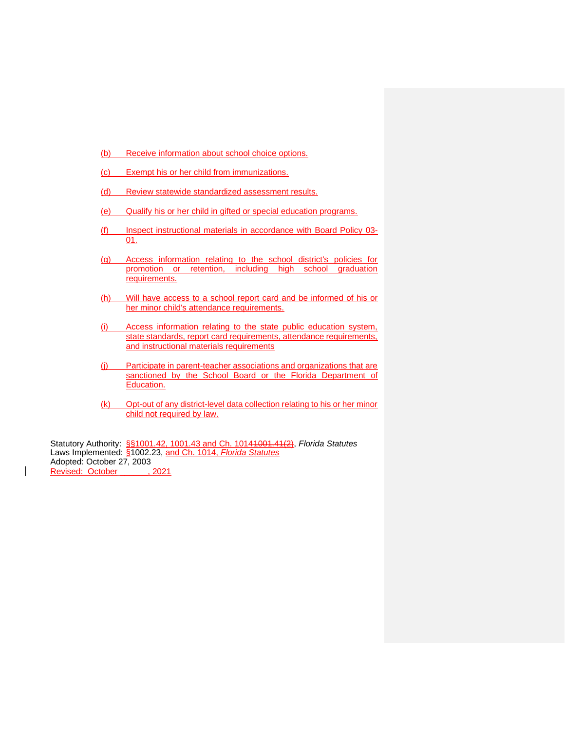(b) Receive information about school choice options.

(c) Exempt his or her child from immunizations.

(d) Review statewide standardized assessment results.

(e) Qualify his or her child in gifted or special education programs.

(f) Inspect instructional materials in accordance with Board Policy 03-01.

(g) Access information relating to the school district's policies for promotion or retention, including high school graduation requirements.

(h) Will have access to a school report card and be informed of his or her minor child's attendance requirements.

(i) Access information relating to the state public education system, state standards, report card requirements, attendance requirements, and instructional materials requirements

(j) Participate in parent-teacher associations and organizations that are sanctioned by the School Board or the Florida Department of Education.

(k) Opt-out of any district-level data collection relating to his or her minor child not required by law.

Statutory Authority: §§1001.42, 1001.43 and Ch. 1014~~1001.41(2)~~, *Florida Statutes*
Laws Implemented: §1002.23, and Ch. 1014, *Florida Statutes*
Adopted: October 27, 2003
Revised: October ______, 2021